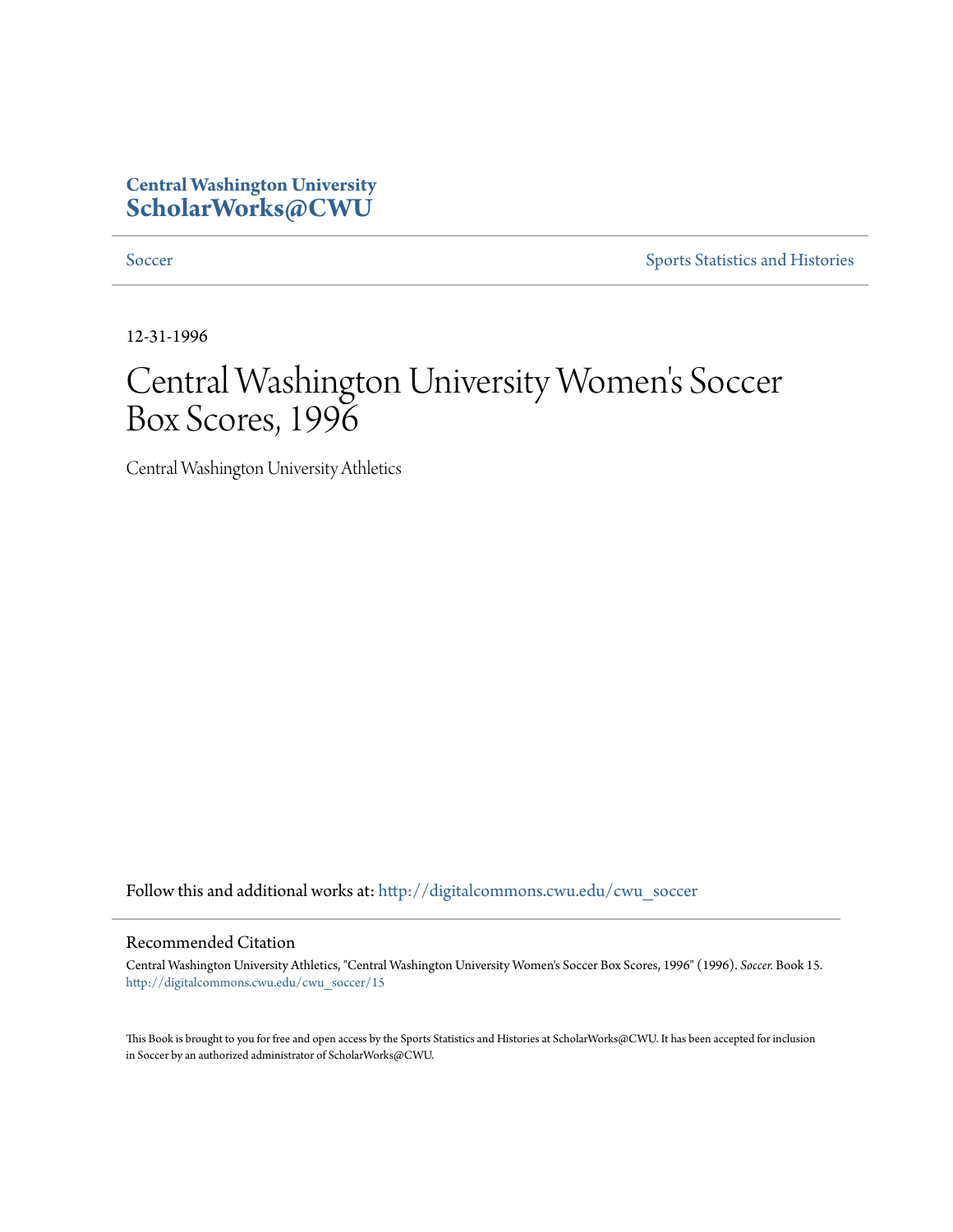**Central Washington University**
**ScholarWorks@CWU**

Soccer | Sports Statistics and Histories

12-31-1996

# Central Washington University Women's Soccer Box Scores, 1996

Central Washington University Athletics

Follow this and additional works at: http://digitalcommons.cwu.edu/cwu_soccer

## Recommended Citation

Central Washington University Athletics, "Central Washington University Women's Soccer Box Scores, 1996" (1996). *Soccer.* Book 15.
http://digitalcommons.cwu.edu/cwu_soccer/15

This Book is brought to you for free and open access by the Sports Statistics and Histories at ScholarWorks@CWU. It has been accepted for inclusion in Soccer by an authorized administrator of ScholarWorks@CWU.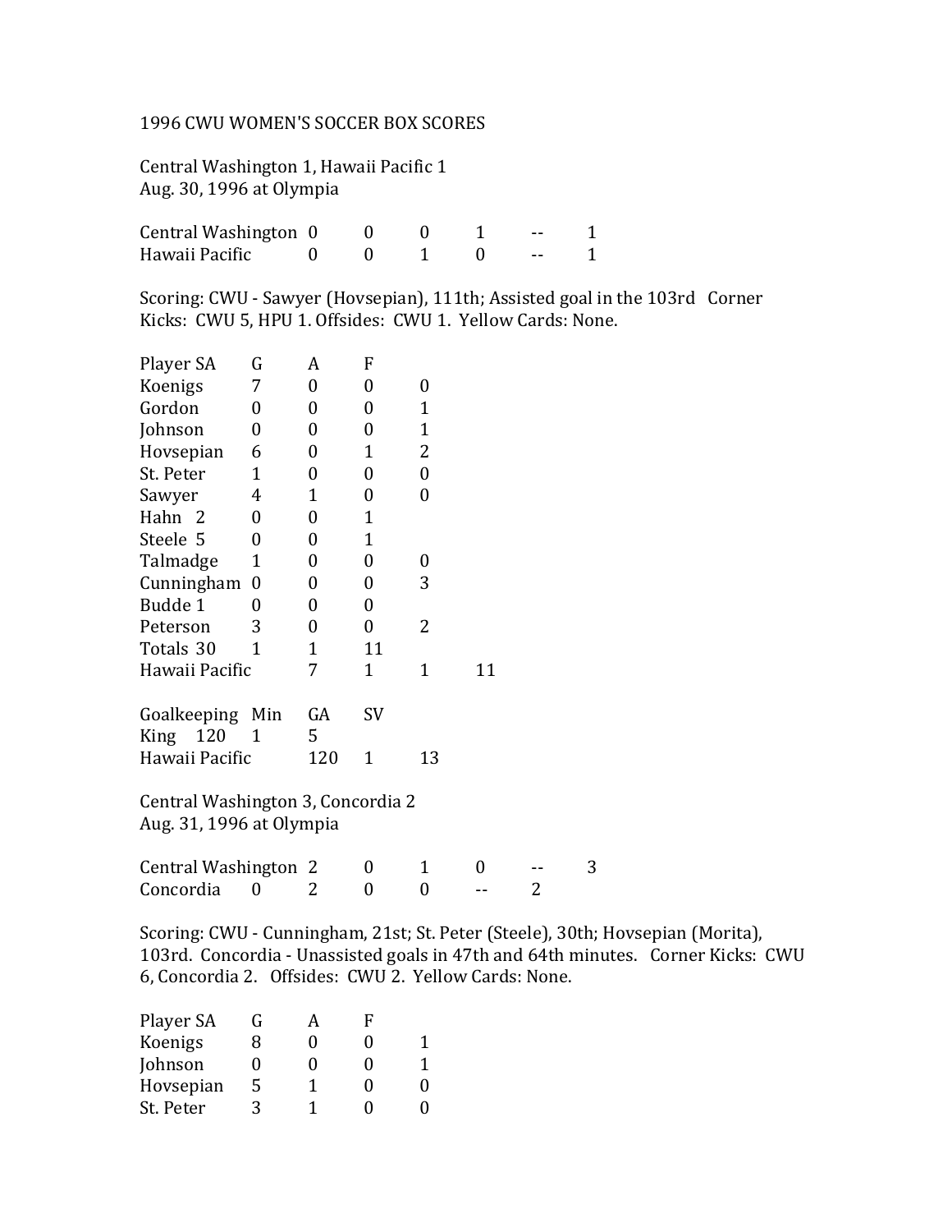1996 CWU WOMEN'S SOCCER BOX SCORES

Central Washington 1, Hawaii Pacific 1
Aug. 30, 1996 at Olympia

| | | | | | | |
|---|---|---|---|---|---|---|
| Central Washington | 0 | 0 | 0 | 1 | -- | 1 |
| Hawaii Pacific | 0 | 0 | 1 | 0 | -- | 1 |

Scoring: CWU - Sawyer (Hovsepian), 111th; Assisted goal in the 103rd Corner Kicks: CWU 5, HPU 1. Offsides: CWU 1. Yellow Cards: None.

| Player SA | G | A | F | |
|---|---|---|---|---|
| Koenigs | 7 | 0 | 0 | 0 |
| Gordon | 0 | 0 | 0 | 1 |
| Johnson | 0 | 0 | 0 | 1 |
| Hovsepian | 6 | 0 | 1 | 2 |
| St. Peter | 1 | 0 | 0 | 0 |
| Sawyer | 4 | 1 | 0 | 0 |
| Hahn 2 | 0 | 0 | 1 | |
| Steele 5 | 0 | 0 | 1 | |
| Talmadge | 1 | 0 | 0 | 0 |
| Cunningham | 0 | 0 | 0 | 3 |
| Budde 1 | 0 | 0 | 0 | |
| Peterson | 3 | 0 | 0 | 2 |
| Totals 30 | 1 | 1 | 11 | |
| Hawaii Pacific | 7 | 1 | 1 | 11 |

| Goalkeeping | Min | GA | SV |
|---|---|---|---|
| King 120 | 1 | 5 | |
| Hawaii Pacific | 120 | 1 | 13 |

Central Washington 3, Concordia 2
Aug. 31, 1996 at Olympia

| | | | | | | |
|---|---|---|---|---|---|---|
| Central Washington | 2 | 0 | 1 | 0 | -- | 3 |
| Concordia | 0 | 2 | 0 | 0 | -- | 2 |

Scoring: CWU - Cunningham, 21st; St. Peter (Steele), 30th; Hovsepian (Morita), 103rd. Concordia - Unassisted goals in 47th and 64th minutes. Corner Kicks: CWU 6, Concordia 2. Offsides: CWU 2. Yellow Cards: None.

| Player SA | G | A | F | |
|---|---|---|---|---|
| Koenigs | 8 | 0 | 0 | 1 |
| Johnson | 0 | 0 | 0 | 1 |
| Hovsepian | 5 | 1 | 0 | 0 |
| St. Peter | 3 | 1 | 0 | 0 |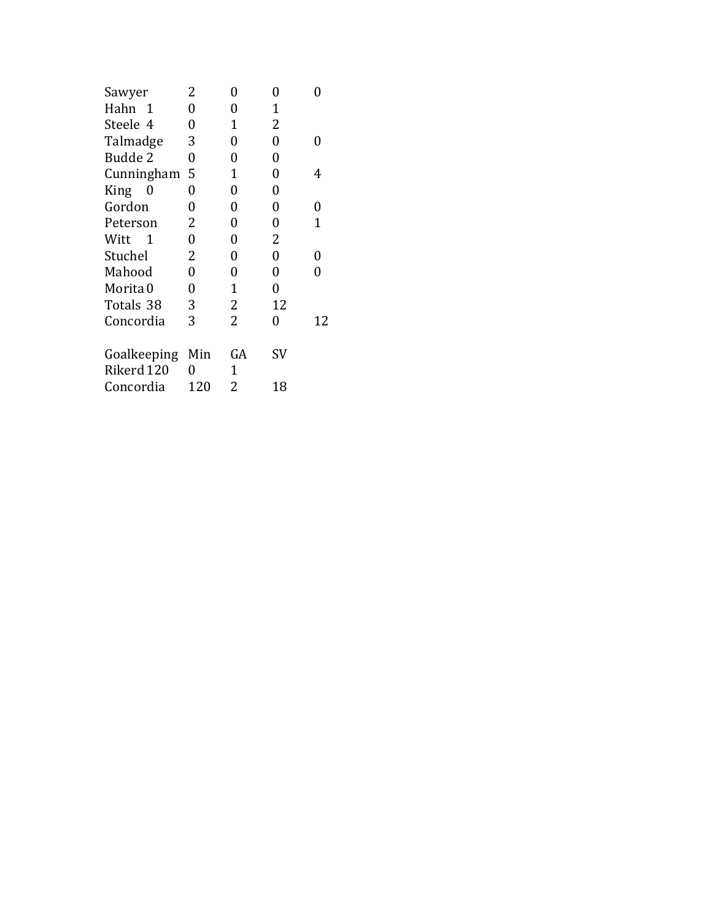| | | | | |
|---|---|---|---|---|
| Sawyer | 2 | 0 | 0 | 0 |
| Hahn 1 | 0 | 0 | 1 | |
| Steele 4 | 0 | 1 | 2 | |
| Talmadge | 3 | 0 | 0 | 0 |
| Budde 2 | 0 | 0 | 0 | |
| Cunningham | 5 | 1 | 0 | 4 |
| King 0 | 0 | 0 | 0 | |
| Gordon | 0 | 0 | 0 | 0 |
| Peterson | 2 | 0 | 0 | 1 |
| Witt 1 | 0 | 0 | 2 | |
| Stuchel | 2 | 0 | 0 | 0 |
| Mahood | 0 | 0 | 0 | 0 |
| Morita 0 | 0 | 1 | 0 | |
| Totals 38 | 3 | 2 | 12 | |
| Concordia | 3 | 2 | 0 | 12 |

| Goalkeeping | Min | GA | SV |
|---|---|---|---|
| Rikerd 120 | 0 | 1 | |
| Concordia | 120 | 2 | 18 |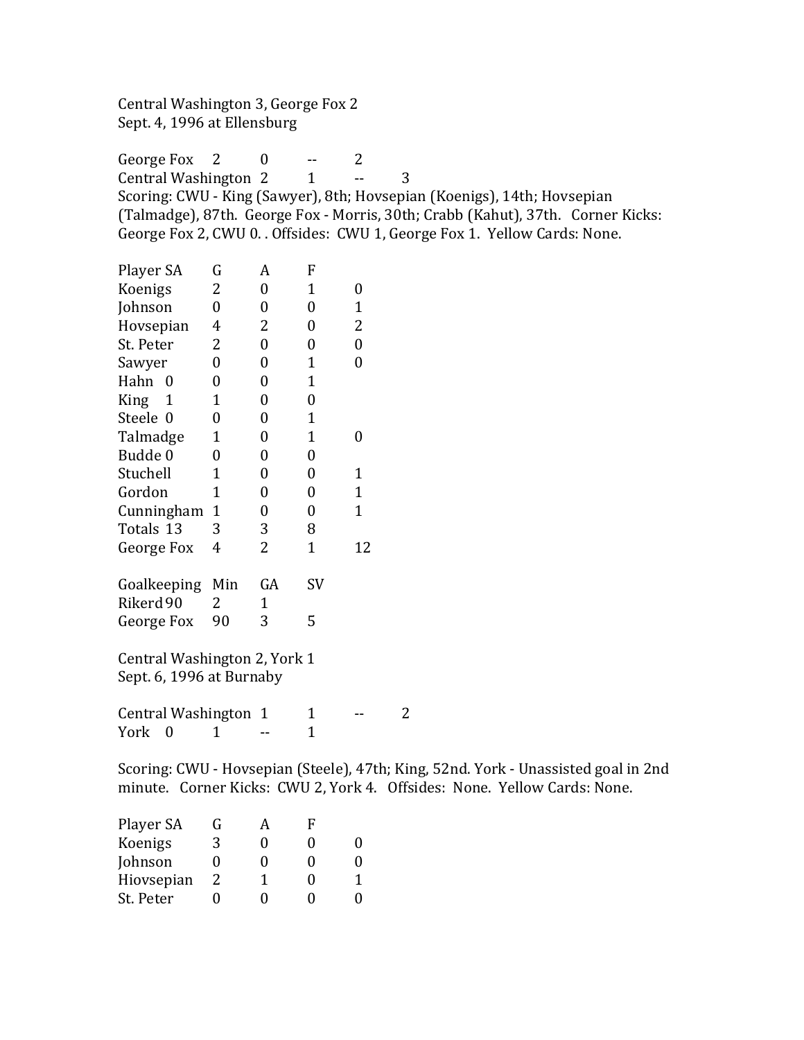Central Washington 3, George Fox 2
Sept. 4, 1996 at Ellensburg

| | | | | |
|---|---|---|---|---|
| George Fox | 2 | 0 | -- | 2 |
| Central Washington | 2 | 1 | -- | 3 |

Scoring: CWU - King (Sawyer), 8th; Hovsepian (Koenigs), 14th; Hovsepian (Talmadge), 87th. George Fox - Morris, 30th; Crabb (Kahut), 37th. Corner Kicks: George Fox 2, CWU 0. . Offsides: CWU 1, George Fox 1. Yellow Cards: None.

| Player SA | G | A | F | |
|---|---|---|---|---|
| Koenigs | 2 | 0 | 1 | 0 |
| Johnson | 0 | 0 | 0 | 1 |
| Hovsepian | 4 | 2 | 0 | 2 |
| St. Peter | 2 | 0 | 0 | 0 |
| Sawyer | 0 | 0 | 1 | 0 |
| Hahn 0 | 0 | 0 | 1 | |
| King 1 | 1 | 0 | 0 | |
| Steele 0 | 0 | 0 | 1 | |
| Talmadge | 1 | 0 | 1 | 0 |
| Budde 0 | 0 | 0 | 0 | |
| Stuchell | 1 | 0 | 0 | 1 |
| Gordon | 1 | 0 | 0 | 1 |
| Cunningham | 1 | 0 | 0 | 1 |
| Totals 13 | 3 | 3 | 8 | |
| George Fox | 4 | 2 | 1 | 12 |

| Goalkeeping | Min | GA | SV |
|---|---|---|---|
| Rikerd 90 | 2 | 1 | |
| George Fox | 90 | 3 | 5 |

Central Washington 2, York 1
Sept. 6, 1996 at Burnaby

| | | | | |
|---|---|---|---|---|
| Central Washington | 1 | 1 | -- | 2 |
| York 0 | 1 | -- | 1 | |

Scoring: CWU - Hovsepian (Steele), 47th; King, 52nd. York - Unassisted goal in 2nd minute. Corner Kicks: CWU 2, York 4. Offsides: None. Yellow Cards: None.

| Player SA | G | A | F | |
|---|---|---|---|---|
| Koenigs | 3 | 0 | 0 | 0 |
| Johnson | 0 | 0 | 0 | 0 |
| Hiovsepian | 2 | 1 | 0 | 1 |
| St. Peter | 0 | 0 | 0 | 0 |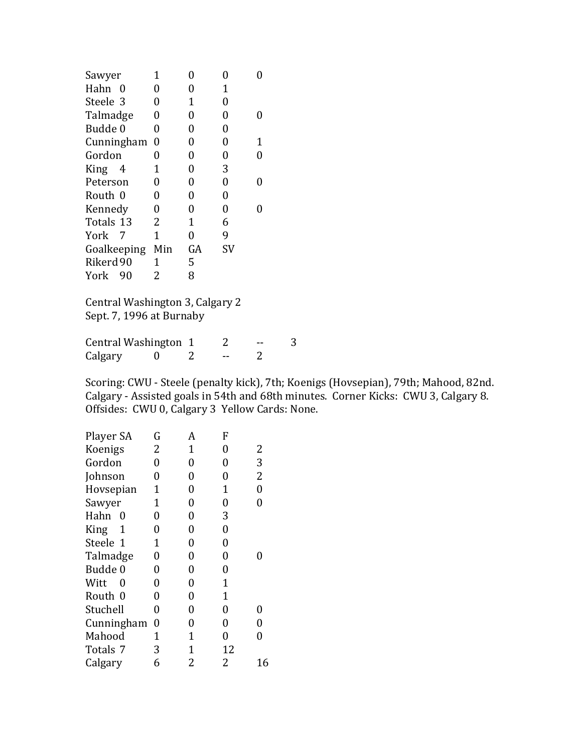| | | | | |
|---|---|---|---|---|
| Sawyer | 1 | 0 | 0 | 0 |
| Hahn 0 | 0 | 0 | 1 | |
| Steele 3 | 0 | 1 | 0 | |
| Talmadge | 0 | 0 | 0 | 0 |
| Budde 0 | 0 | 0 | 0 | |
| Cunningham | 0 | 0 | 0 | 1 |
| Gordon | 0 | 0 | 0 | 0 |
| King 4 | 1 | 0 | 3 | |
| Peterson | 0 | 0 | 0 | 0 |
| Routh 0 | 0 | 0 | 0 | |
| Kennedy | 0 | 0 | 0 | 0 |
| Totals 13 | 2 | 1 | 6 | |
| York 7 | 1 | 0 | 9 | |

| Goalkeeping | Min | GA | SV |
|---|---|---|---|
| Rikerd 90 | 1 | 5 | |
| York 90 | 2 | 8 | |

Central Washington 3, Calgary 2
Sept. 7, 1996 at Burnaby

| | | | | |
|---|---|---|---|---|
| Central Washington | 1 | 2 | -- | 3 |
| Calgary | 0 | 2 | -- | 2 |

Scoring: CWU - Steele (penalty kick), 7th; Koenigs (Hovsepian), 79th; Mahood, 82nd. Calgary - Assisted goals in 54th and 68th minutes. Corner Kicks: CWU 3, Calgary 8. Offsides: CWU 0, Calgary 3 Yellow Cards: None.

| Player SA | G | A | F | |
|---|---|---|---|---|
| Koenigs | 2 | 1 | 0 | 2 |
| Gordon | 0 | 0 | 0 | 3 |
| Johnson | 0 | 0 | 0 | 2 |
| Hovsepian | 1 | 0 | 1 | 0 |
| Sawyer | 1 | 0 | 0 | 0 |
| Hahn 0 | 0 | 0 | 3 | |
| King 1 | 0 | 0 | 0 | |
| Steele 1 | 1 | 0 | 0 | |
| Talmadge | 0 | 0 | 0 | 0 |
| Budde 0 | 0 | 0 | 0 | |
| Witt 0 | 0 | 0 | 1 | |
| Routh 0 | 0 | 0 | 1 | |
| Stuchell | 0 | 0 | 0 | 0 |
| Cunningham | 0 | 0 | 0 | 0 |
| Mahood | 1 | 1 | 0 | 0 |
| Totals 7 | 3 | 1 | 12 | |
| Calgary | 6 | 2 | 2 | 16 |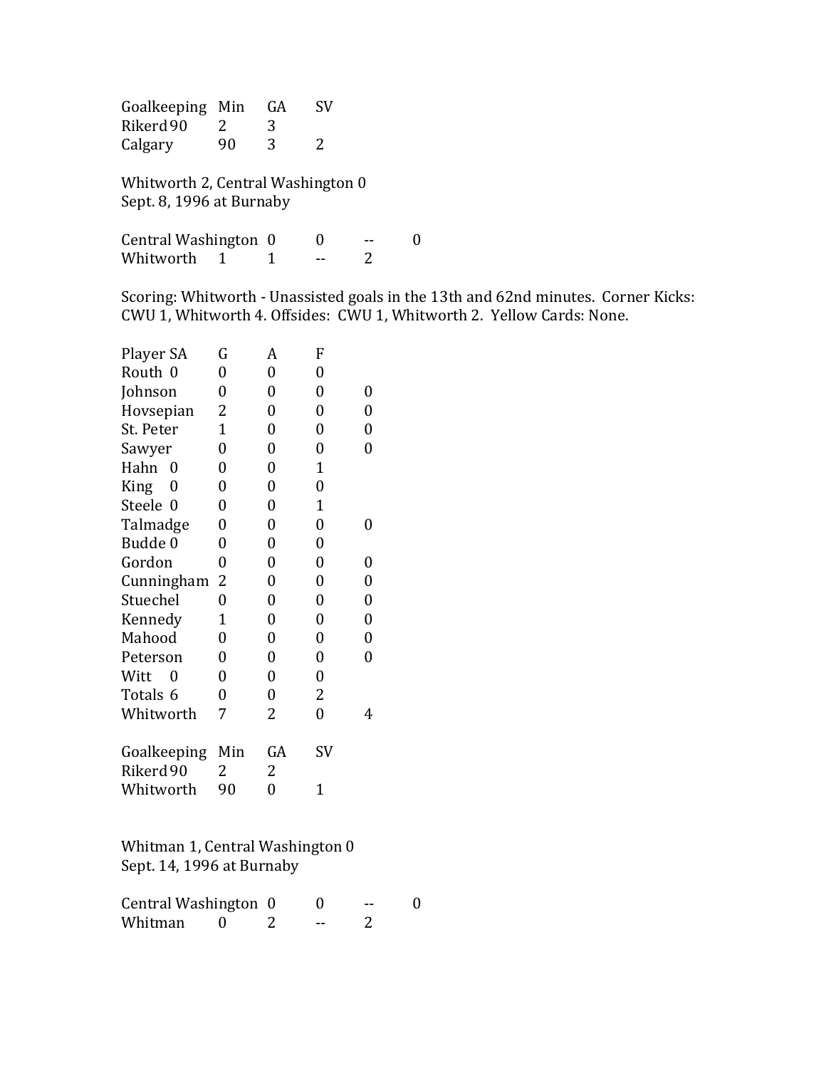| Goalkeeping | Min | GA | SV |
|---|---|---|---|
| Rikerd 90 | 2 | 3 | |
| Calgary | 90 | 3 | 2 |

Whitworth 2, Central Washington 0
Sept. 8, 1996 at Burnaby

| | | | | |
|---|---|---|---|---|
| Central Washington | 0 | 0 | -- | 0 |
| Whitworth | 1 | 1 | -- | 2 |

Scoring: Whitworth - Unassisted goals in the 13th and 62nd minutes. Corner Kicks: CWU 1, Whitworth 4. Offsides: CWU 1, Whitworth 2. Yellow Cards: None.

| Player SA | G | A | F | |
|---|---|---|---|---|
| Routh 0 | 0 | 0 | 0 | |
| Johnson | 0 | 0 | 0 | 0 |
| Hovsepian | 2 | 0 | 0 | 0 |
| St. Peter | 1 | 0 | 0 | 0 |
| Sawyer | 0 | 0 | 0 | 0 |
| Hahn 0 | 0 | 0 | 1 | |
| King 0 | 0 | 0 | 0 | |
| Steele 0 | 0 | 0 | 1 | |
| Talmadge | 0 | 0 | 0 | 0 |
| Budde 0 | 0 | 0 | 0 | |
| Gordon | 0 | 0 | 0 | 0 |
| Cunningham | 2 | 0 | 0 | 0 |
| Stuechel | 0 | 0 | 0 | 0 |
| Kennedy | 1 | 0 | 0 | 0 |
| Mahood | 0 | 0 | 0 | 0 |
| Peterson | 0 | 0 | 0 | 0 |
| Witt 0 | 0 | 0 | 0 | |
| Totals 6 | 0 | 0 | 2 | |
| Whitworth | 7 | 2 | 0 | 4 |

| Goalkeeping | Min | GA | SV |
|---|---|---|---|
| Rikerd 90 | 2 | 2 | |
| Whitworth | 90 | 0 | 1 |

Whitman 1, Central Washington 0
Sept. 14, 1996 at Burnaby

| | | | | |
|---|---|---|---|---|
| Central Washington | 0 | 0 | -- | 0 |
| Whitman | 0 | 2 | -- | 2 |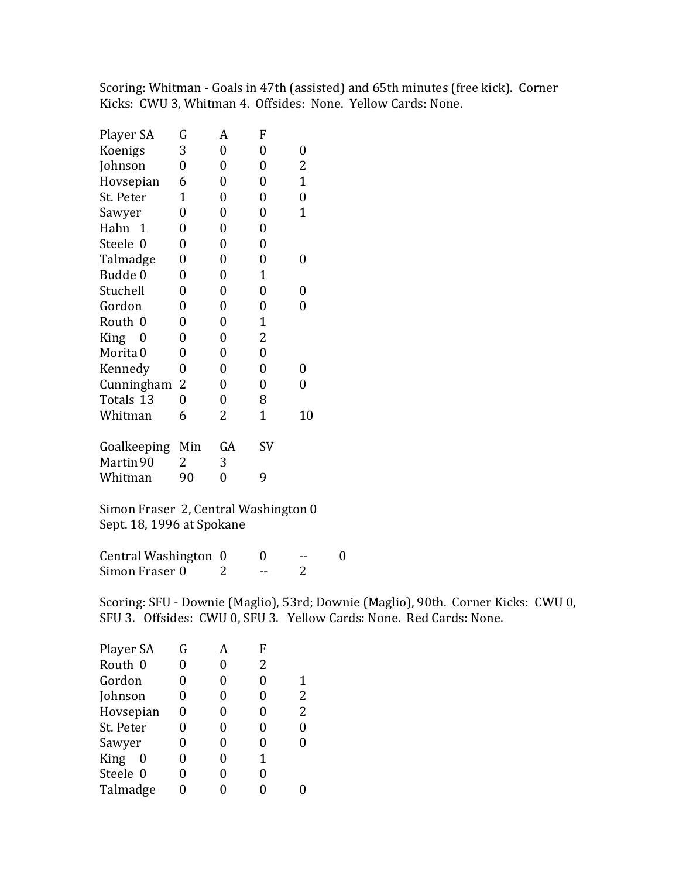Scoring: Whitman - Goals in 47th (assisted) and 65th minutes (free kick). Corner Kicks: CWU 3, Whitman 4. Offsides: None. Yellow Cards: None.

| Player | SA | G | A | F |
|---|---|---|---|---|
| Koenigs | 3 | 0 | 0 | 0 |
| Johnson | 0 | 0 | 0 | 2 |
| Hovsepian | 6 | 0 | 0 | 1 |
| St. Peter | 1 | 0 | 0 | 0 |
| Sawyer | 0 | 0 | 0 | 1 |
| Hahn | 1 | 0 | 0 | 0 |
| Steele | 0 | 0 | 0 | 0 |
| Talmadge | 0 | 0 | 0 | 0 |
| Budde | 0 | 0 | 0 | 1 |
| Stuchell | 0 | 0 | 0 | 0 |
| Gordon | 0 | 0 | 0 | 0 |
| Routh | 0 | 0 | 0 | 1 |
| King | 0 | 0 | 0 | 2 |
| Morita | 0 | 0 | 0 | 0 |
| Kennedy | 0 | 0 | 0 | 0 |
| Cunningham | 2 | 0 | 0 | 0 |
| Totals | 13 | 0 | 0 | 8 |
| Whitman | 6 | 2 | 1 | 10 |

| Goalkeeping | Min | GA | SV |
|---|---|---|---|
| Martin | 90 | 2 | 3 |
| Whitman | 90 | 0 | 9 |

Simon Fraser 2, Central Washington 0
Sept. 18, 1996 at Spokane

| | | | | |
|---|---|---|---|---|
| Central Washington | 0 | 0 | -- | 0 |
| Simon Fraser | 0 | 2 | -- | 2 |

Scoring: SFU - Downie (Maglio), 53rd; Downie (Maglio), 90th. Corner Kicks: CWU 0, SFU 3. Offsides: CWU 0, SFU 3. Yellow Cards: None. Red Cards: None.

| Player | SA | G | A | F |
|---|---|---|---|---|
| Routh | 0 | 0 | 0 | 2 |
| Gordon | 0 | 0 | 0 | 1 |
| Johnson | 0 | 0 | 0 | 2 |
| Hovsepian | 0 | 0 | 0 | 2 |
| St. Peter | 0 | 0 | 0 | 0 |
| Sawyer | 0 | 0 | 0 | 0 |
| King | 0 | 0 | 0 | 1 |
| Steele | 0 | 0 | 0 | 0 |
| Talmadge | 0 | 0 | 0 | 0 |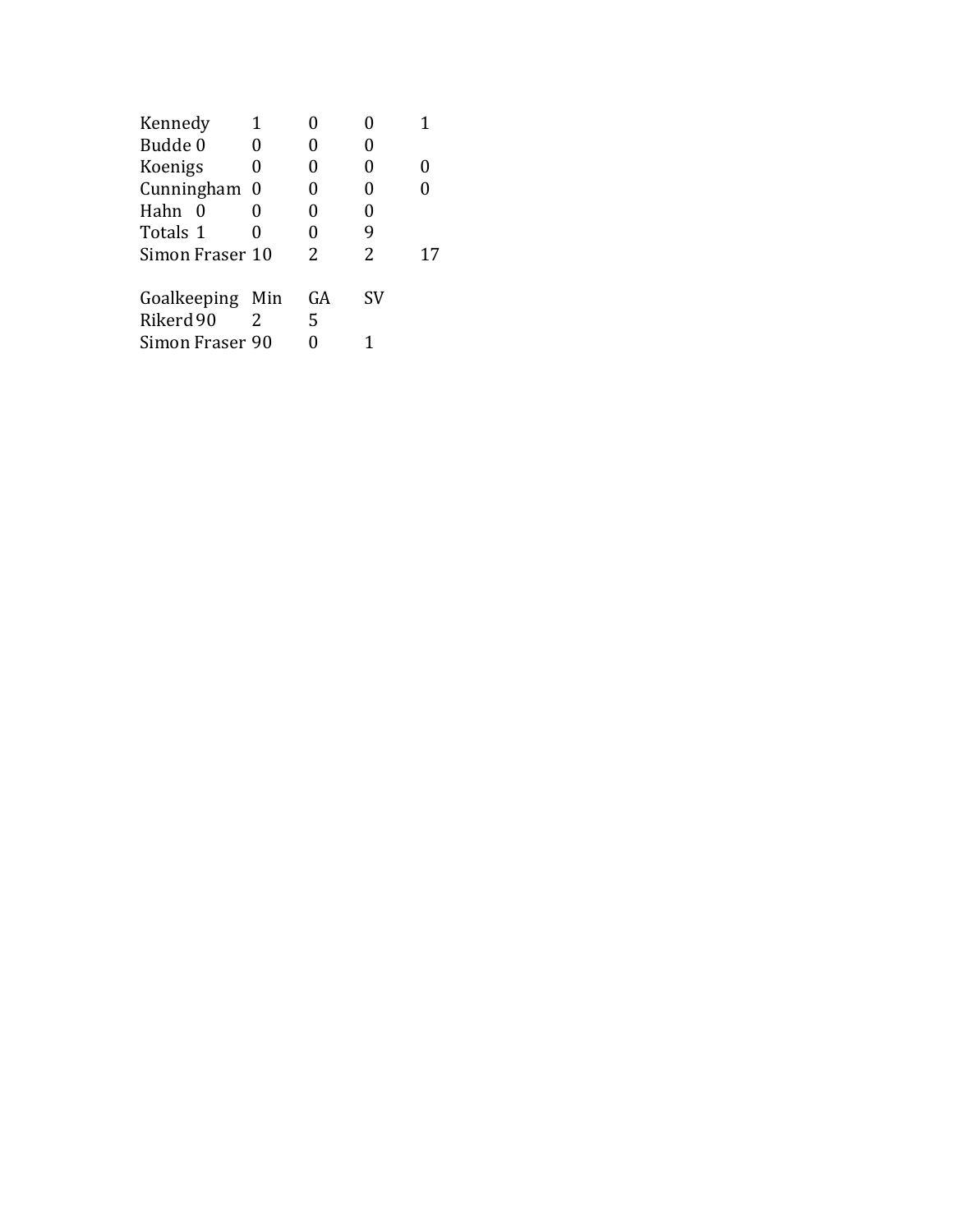| | | | | |
|---|---|---|---|---|
| Kennedy | 1 | 0 | 0 | 1 |
| Budde | 0 | 0 | 0 | 0 |
| Koenigs | 0 | 0 | 0 | 0 |
| Cunningham | 0 | 0 | 0 | 0 |
| Hahn | 0 | 0 | 0 | 0 |
| Totals | 1 | 0 | 0 | 9 |
| Simon Fraser | 10 | 2 | 2 | 17 |

| Goalkeeping | Min | GA | SV |
|---|---|---|---|
| Rikerd | 90 | 2 | 5 |
| Simon Fraser | 90 | 0 | 1 |